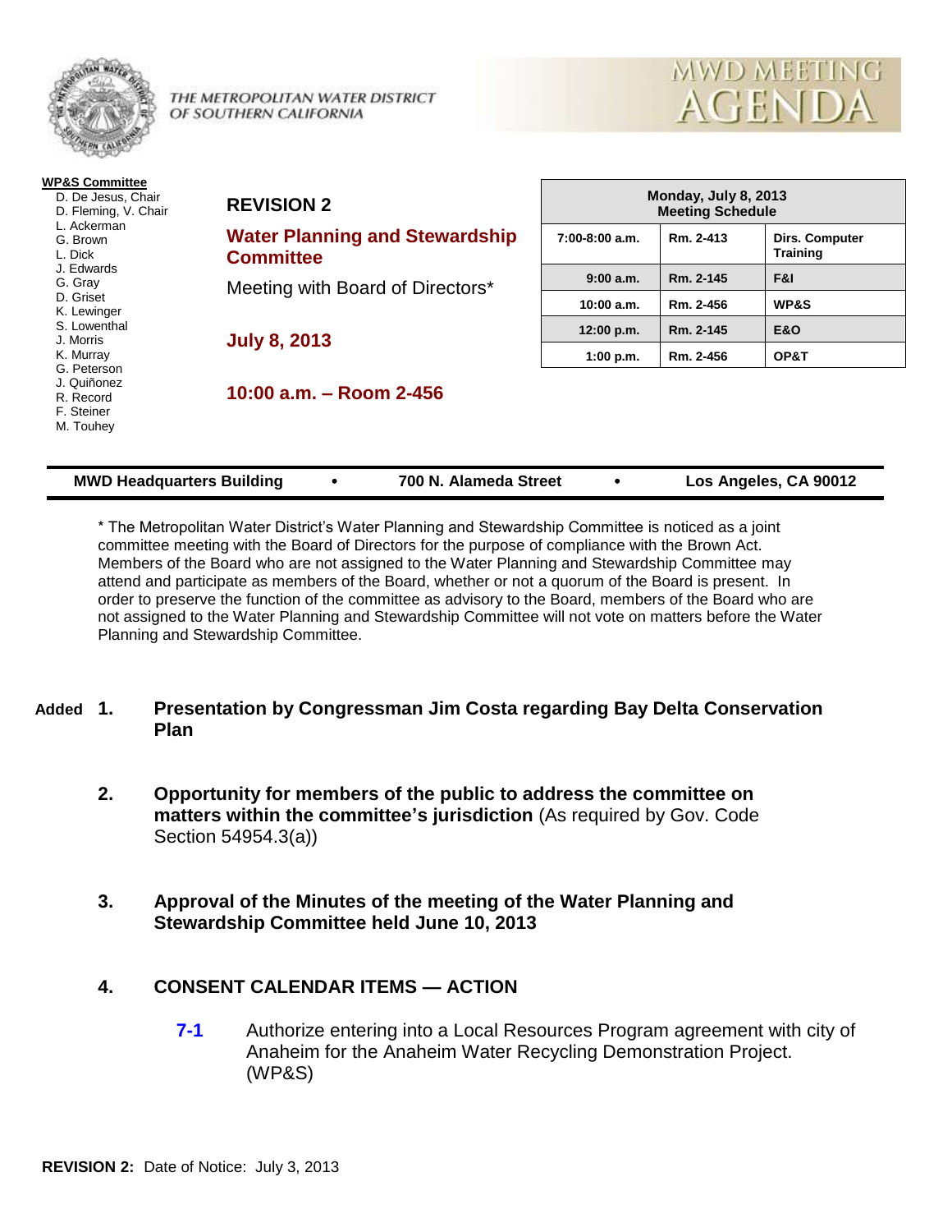THE METROPOLITAN WATER DISTRICT OF SOUTHERN CALIFORNIA

MWD MEETING AGENDA

**WP&S Committee**

- D. De Jesus, Chair
- D. Fleming, V. Chair
- L. Ackerman
- G. Brown
- L. Dick
- J. Edwards
- G. Gray
- D. Griset
- K. Lewinger
- S. Lowenthal
- J. Morris
- K. Murray
- G. Peterson
- J. Quiñonez
- R. Record
- F. Steiner
- M. Touhey

**REVISION 2**

## Water Planning and Stewardship Committee

Meeting with Board of Directors*

**July 8, 2013**

**10:00 a.m. – Room 2-456**

| Monday, July 8, 2013 Meeting Schedule | | |
|---|---|---|
| 7:00-8:00 a.m. | Rm. 2-413 | Dirs. Computer Training |
| 9:00 a.m. | Rm. 2-145 | F&I |
| 10:00 a.m. | Rm. 2-456 | WP&S |
| 12:00 p.m. | Rm. 2-145 | E&O |
| 1:00 p.m. | Rm. 2-456 | OP&T |

**MWD Headquarters Building • 700 N. Alameda Street • Los Angeles, CA 90012**

* The Metropolitan Water District's Water Planning and Stewardship Committee is noticed as a joint committee meeting with the Board of Directors for the purpose of compliance with the Brown Act. Members of the Board who are not assigned to the Water Planning and Stewardship Committee may attend and participate as members of the Board, whether or not a quorum of the Board is present. In order to preserve the function of the committee as advisory to the Board, members of the Board who are not assigned to the Water Planning and Stewardship Committee will not vote on matters before the Water Planning and Stewardship Committee.

**Added 1. Presentation by Congressman Jim Costa regarding Bay Delta Conservation Plan**

**2. Opportunity for members of the public to address the committee on matters within the committee's jurisdiction** (As required by Gov. Code Section 54954.3(a))

**3. Approval of the Minutes of the meeting of the Water Planning and Stewardship Committee held June 10, 2013**

**4. CONSENT CALENDAR ITEMS — ACTION**

**7-1** Authorize entering into a Local Resources Program agreement with city of Anaheim for the Anaheim Water Recycling Demonstration Project. (WP&S)

**REVISION 2:** Date of Notice: July 3, 2013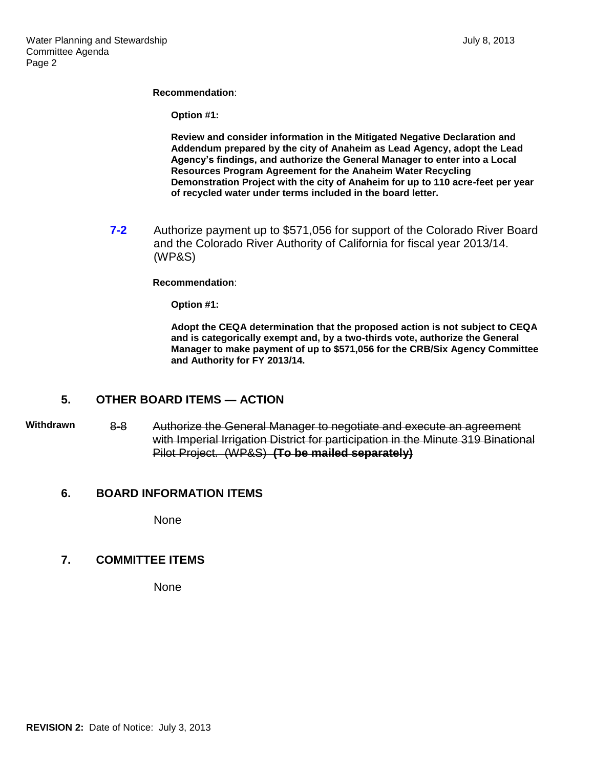**Recommendation**:

**Option #1:**

**Review and consider information in the Mitigated Negative Declaration and Addendum prepared by the city of Anaheim as Lead Agency, adopt the Lead Agency's findings, and authorize the General Manager to enter into a Local Resources Program Agreement for the Anaheim Water Recycling Demonstration Project with the city of Anaheim for up to 110 acre-feet per year of recycled water under terms included in the board letter.**

**7-2** Authorize payment up to $571,056 for support of the Colorado River Board and the Colorado River Authority of California for fiscal year 2013/14. (WP&S)

**Recommendation**:

**Option #1:**

**Adopt the CEQA determination that the proposed action is not subject to CEQA and is categorically exempt and, by a two-thirds vote, authorize the General Manager to make payment of up to $571,056 for the CRB/Six Agency Committee and Authority for FY 2013/14.**

## 5. OTHER BOARD ITEMS — ACTION

**Withdrawn** ~~8-8 Authorize the General Manager to negotiate and execute an agreement with Imperial Irrigation District for participation in the Minute 319 Binational Pilot Project. (WP&S) **(To be mailed separately)**~~

## 6. BOARD INFORMATION ITEMS

None

## 7. COMMITTEE ITEMS

None

**REVISION 2:** Date of Notice: July 3, 2013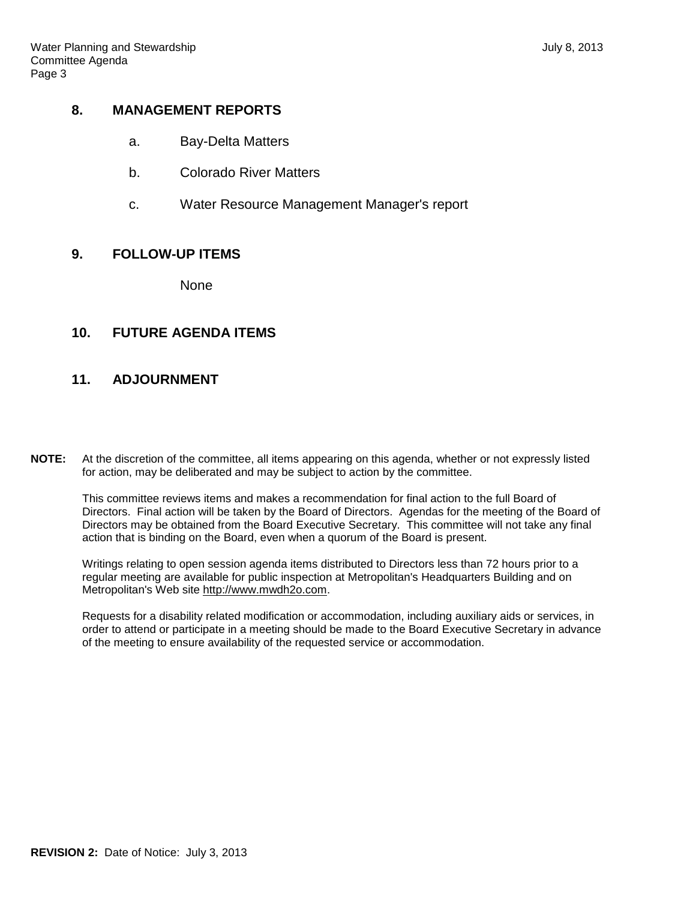## 8. MANAGEMENT REPORTS

a. Bay-Delta Matters

b. Colorado River Matters

c. Water Resource Management Manager's report

## 9. FOLLOW-UP ITEMS

None

## 10. FUTURE AGENDA ITEMS

## 11. ADJOURNMENT

**NOTE:** At the discretion of the committee, all items appearing on this agenda, whether or not expressly listed for action, may be deliberated and may be subject to action by the committee.

This committee reviews items and makes a recommendation for final action to the full Board of Directors. Final action will be taken by the Board of Directors. Agendas for the meeting of the Board of Directors may be obtained from the Board Executive Secretary. This committee will not take any final action that is binding on the Board, even when a quorum of the Board is present.

Writings relating to open session agenda items distributed to Directors less than 72 hours prior to a regular meeting are available for public inspection at Metropolitan's Headquarters Building and on Metropolitan's Web site http://www.mwdh2o.com.

Requests for a disability related modification or accommodation, including auxiliary aids or services, in order to attend or participate in a meeting should be made to the Board Executive Secretary in advance of the meeting to ensure availability of the requested service or accommodation.

**REVISION 2:** Date of Notice: July 3, 2013